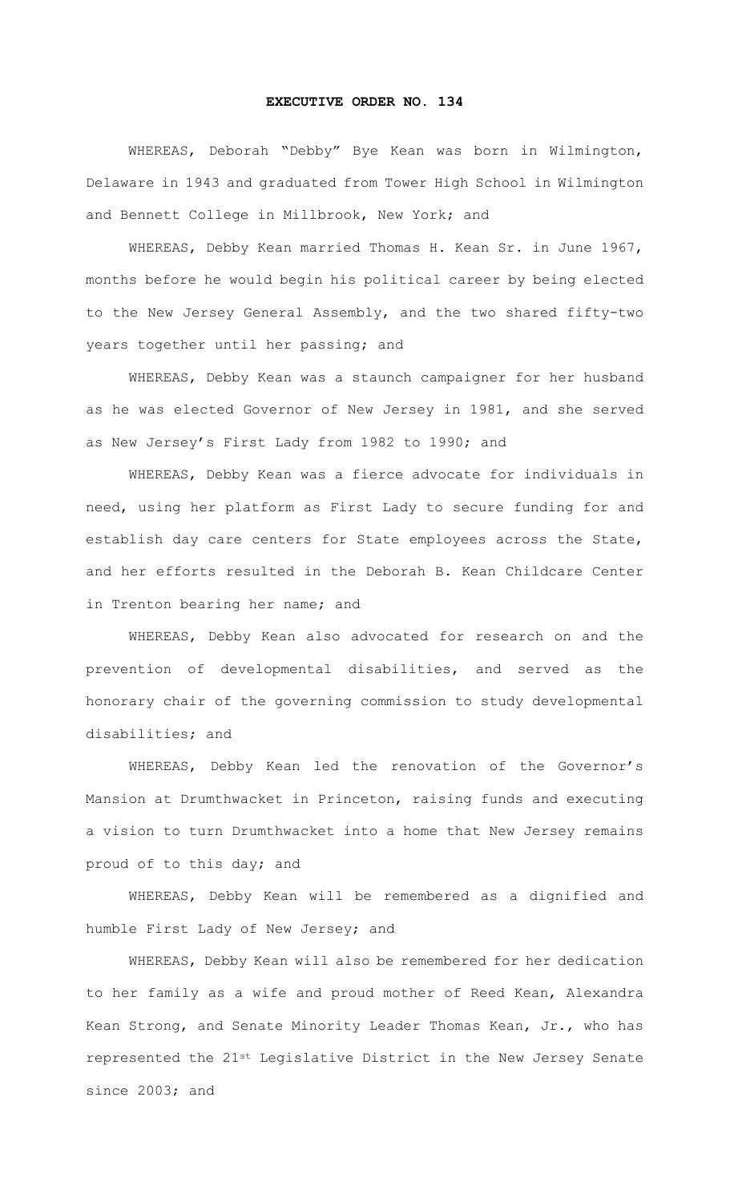# EXECUTIVE ORDER NO. 134

WHEREAS, Deborah "Debby" Bye Kean was born in Wilmington, Delaware in 1943 and graduated from Tower High School in Wilmington and Bennett College in Millbrook, New York; and

WHEREAS, Debby Kean married Thomas H. Kean Sr. in June 1967, months before he would begin his political career by being elected to the New Jersey General Assembly, and the two shared fifty-two years together until her passing; and

WHEREAS, Debby Kean was a staunch campaigner for her husband as he was elected Governor of New Jersey in 1981, and she served as New Jersey's First Lady from 1982 to 1990; and

WHEREAS, Debby Kean was a fierce advocate for individuals in need, using her platform as First Lady to secure funding for and establish day care centers for State employees across the State, and her efforts resulted in the Deborah B. Kean Childcare Center in Trenton bearing her name; and

WHEREAS, Debby Kean also advocated for research on and the prevention of developmental disabilities, and served as the honorary chair of the governing commission to study developmental disabilities; and

WHEREAS, Debby Kean led the renovation of the Governor's Mansion at Drumthwacket in Princeton, raising funds and executing a vision to turn Drumthwacket into a home that New Jersey remains proud of to this day; and

WHEREAS, Debby Kean will be remembered as a dignified and humble First Lady of New Jersey; and

WHEREAS, Debby Kean will also be remembered for her dedication to her family as a wife and proud mother of Reed Kean, Alexandra Kean Strong, and Senate Minority Leader Thomas Kean, Jr., who has represented the 21st Legislative District in the New Jersey Senate since 2003; and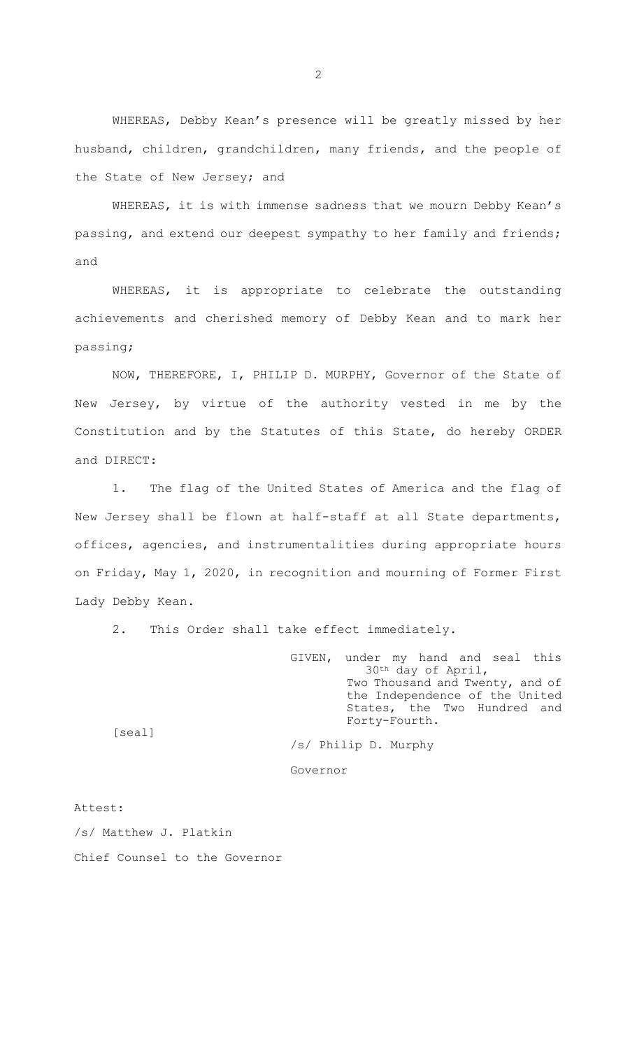WHEREAS, Debby Kean's presence will be greatly missed by her husband, children, grandchildren, many friends, and the people of the State of New Jersey; and

WHEREAS, it is with immense sadness that we mourn Debby Kean's passing, and extend our deepest sympathy to her family and friends; and

WHEREAS, it is appropriate to celebrate the outstanding achievements and cherished memory of Debby Kean and to mark her passing;

NOW, THEREFORE, I, PHILIP D. MURPHY, Governor of the State of New Jersey, by virtue of the authority vested in me by the Constitution and by the Statutes of this State, do hereby ORDER and DIRECT:

1. The flag of the United States of America and the flag of New Jersey shall be flown at half-staff at all State departments, offices, agencies, and instrumentalities during appropriate hours on Friday, May 1, 2020, in recognition and mourning of Former First Lady Debby Kean.

2. This Order shall take effect immediately.

GIVEN, under my hand and seal this 30th day of April, Two Thousand and Twenty, and of the Independence of the United States, the Two Hundred and Forty-Fourth.

[seal]

/s/ Philip D. Murphy

Governor

Attest:

/s/ Matthew J. Platkin

Chief Counsel to the Governor